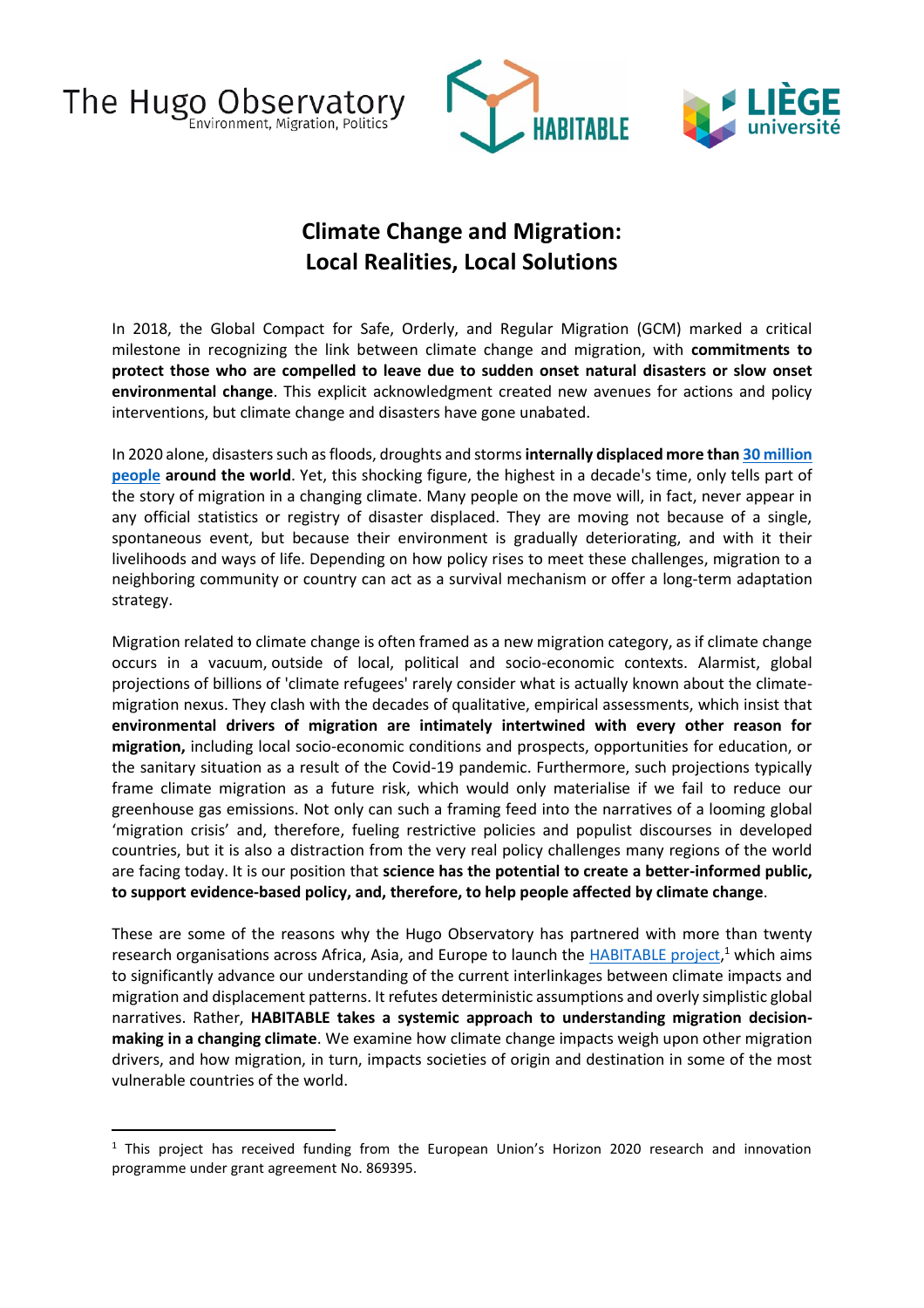The Hugo Observatory
Environment, Migration, Politics

HABITABLE

LIÈGE université

# Climate Change and Migration: Local Realities, Local Solutions

In 2018, the Global Compact for Safe, Orderly, and Regular Migration (GCM) marked a critical milestone in recognizing the link between climate change and migration, with **commitments to protect those who are compelled to leave due to sudden onset natural disasters or slow onset environmental change**. This explicit acknowledgment created new avenues for actions and policy interventions, but climate change and disasters have gone unabated.

In 2020 alone, disasters such as floods, droughts and storms **internally displaced more than [30 million people](#) around the world**. Yet, this shocking figure, the highest in a decade's time, only tells part of the story of migration in a changing climate. Many people on the move will, in fact, never appear in any official statistics or registry of disaster displaced. They are moving not because of a single, spontaneous event, but because their environment is gradually deteriorating, and with it their livelihoods and ways of life. Depending on how policy rises to meet these challenges, migration to a neighboring community or country can act as a survival mechanism or offer a long-term adaptation strategy.

Migration related to climate change is often framed as a new migration category, as if climate change occurs in a vacuum, outside of local, political and socio-economic contexts. Alarmist, global projections of billions of 'climate refugees' rarely consider what is actually known about the climate-migration nexus. They clash with the decades of qualitative, empirical assessments, which insist that **environmental drivers of migration are intimately intertwined with every other reason for migration,** including local socio-economic conditions and prospects, opportunities for education, or the sanitary situation as a result of the Covid-19 pandemic. Furthermore, such projections typically frame climate migration as a future risk, which would only materialise if we fail to reduce our greenhouse gas emissions. Not only can such a framing feed into the narratives of a looming global 'migration crisis' and, therefore, fueling restrictive policies and populist discourses in developed countries, but it is also a distraction from the very real policy challenges many regions of the world are facing today. It is our position that **science has the potential to create a better-informed public, to support evidence-based policy, and, therefore, to help people affected by climate change**.

These are some of the reasons why the Hugo Observatory has partnered with more than twenty research organisations across Africa, Asia, and Europe to launch the [HABITABLE project](#),[1] which aims to significantly advance our understanding of the current interlinkages between climate impacts and migration and displacement patterns. It refutes deterministic assumptions and overly simplistic global narratives. Rather, **HABITABLE takes a systemic approach to understanding migration decision-making in a changing climate**. We examine how climate change impacts weigh upon other migration drivers, and how migration, in turn, impacts societies of origin and destination in some of the most vulnerable countries of the world.

---

[1] This project has received funding from the European Union's Horizon 2020 research and innovation programme under grant agreement No. 869395.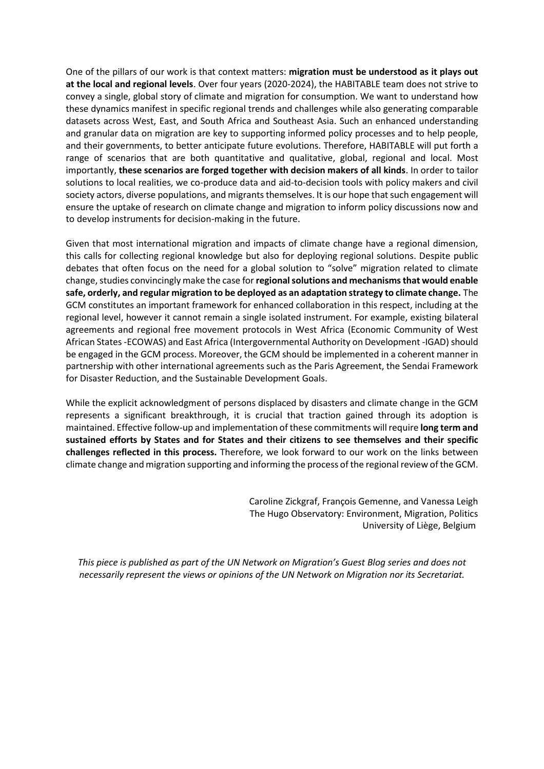One of the pillars of our work is that context matters: **migration must be understood as it plays out at the local and regional levels**. Over four years (2020-2024), the HABITABLE team does not strive to convey a single, global story of climate and migration for consumption. We want to understand how these dynamics manifest in specific regional trends and challenges while also generating comparable datasets across West, East, and South Africa and Southeast Asia. Such an enhanced understanding and granular data on migration are key to supporting informed policy processes and to help people, and their governments, to better anticipate future evolutions. Therefore, HABITABLE will put forth a range of scenarios that are both quantitative and qualitative, global, regional and local. Most importantly, **these scenarios are forged together with decision makers of all kinds**. In order to tailor solutions to local realities, we co-produce data and aid-to-decision tools with policy makers and civil society actors, diverse populations, and migrants themselves. It is our hope that such engagement will ensure the uptake of research on climate change and migration to inform policy discussions now and to develop instruments for decision-making in the future.

Given that most international migration and impacts of climate change have a regional dimension, this calls for collecting regional knowledge but also for deploying regional solutions. Despite public debates that often focus on the need for a global solution to "solve" migration related to climate change, studies convincingly make the case for **regional solutions and mechanisms that would enable safe, orderly, and regular migration to be deployed as an adaptation strategy to climate change.** The GCM constitutes an important framework for enhanced collaboration in this respect, including at the regional level, however it cannot remain a single isolated instrument. For example, existing bilateral agreements and regional free movement protocols in West Africa (Economic Community of West African States -ECOWAS) and East Africa (Intergovernmental Authority on Development -IGAD) should be engaged in the GCM process. Moreover, the GCM should be implemented in a coherent manner in partnership with other international agreements such as the Paris Agreement, the Sendai Framework for Disaster Reduction, and the Sustainable Development Goals.

While the explicit acknowledgment of persons displaced by disasters and climate change in the GCM represents a significant breakthrough, it is crucial that traction gained through its adoption is maintained. Effective follow-up and implementation of these commitments will require **long term and sustained efforts by States and for States and their citizens to see themselves and their specific challenges reflected in this process.** Therefore, we look forward to our work on the links between climate change and migration supporting and informing the process of the regional review of the GCM.

Caroline Zickgraf, François Gemenne, and Vanessa Leigh
The Hugo Observatory: Environment, Migration, Politics
University of Liège, Belgium

*This piece is published as part of the UN Network on Migration's Guest Blog series and does not necessarily represent the views or opinions of the UN Network on Migration nor its Secretariat.*